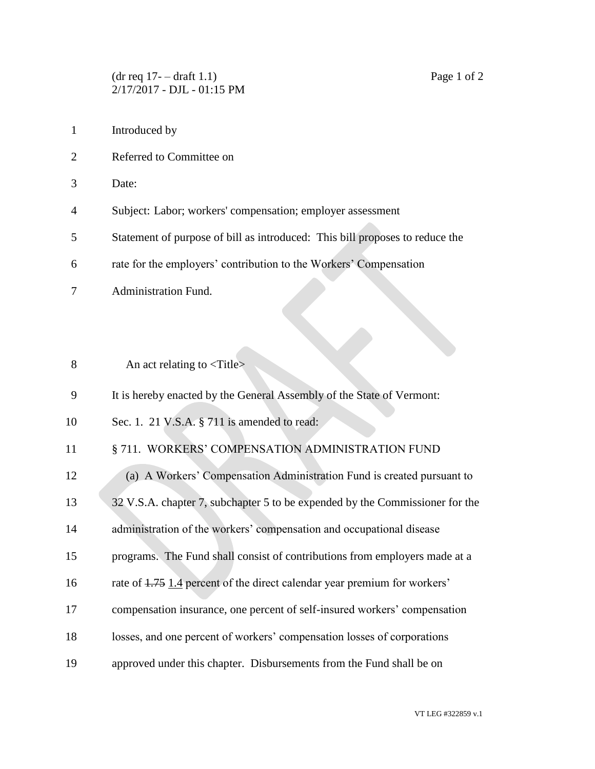(dr req 17- – draft 1.1)
2/17/2017 - DJL - 01:15 PM

Introduced by

Referred to Committee on

Date:

Subject: Labor; workers' compensation; employer assessment

Statement of purpose of bill as introduced: This bill proposes to reduce the rate for the employers' contribution to the Workers' Compensation Administration Fund.

An act relating to <Title>

It is hereby enacted by the General Assembly of the State of Vermont:

Sec. 1. 21 V.S.A. § 711 is amended to read:

§ 711. WORKERS' COMPENSATION ADMINISTRATION FUND

(a) A Workers' Compensation Administration Fund is created pursuant to 32 V.S.A. chapter 7, subchapter 5 to be expended by the Commissioner for the administration of the workers' compensation and occupational disease programs. The Fund shall consist of contributions from employers made at a rate of ~~1.75~~ <u>1.4</u> percent of the direct calendar year premium for workers' compensation insurance, one percent of self-insured workers' compensation losses, and one percent of workers' compensation losses of corporations approved under this chapter. Disbursements from the Fund shall be on

VT LEG #322859 v.1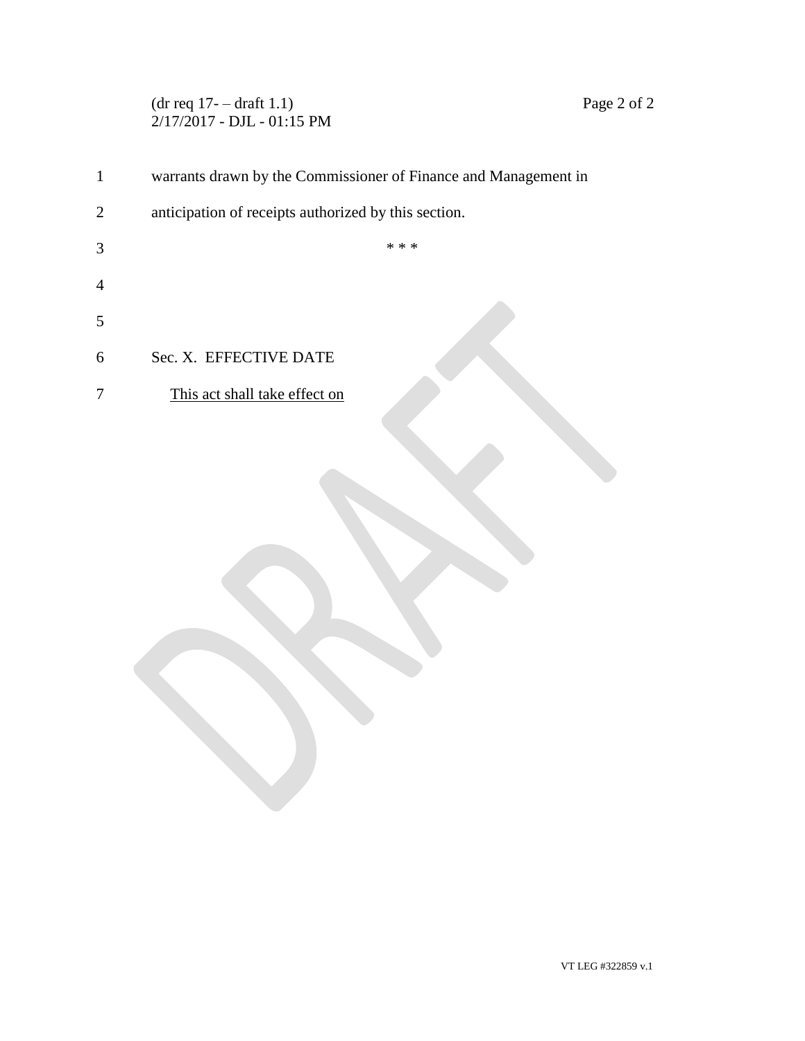warrants drawn by the Commissioner of Finance and Management in anticipation of receipts authorized by this section.

* * *

Sec. X. EFFECTIVE DATE

This act shall take effect on